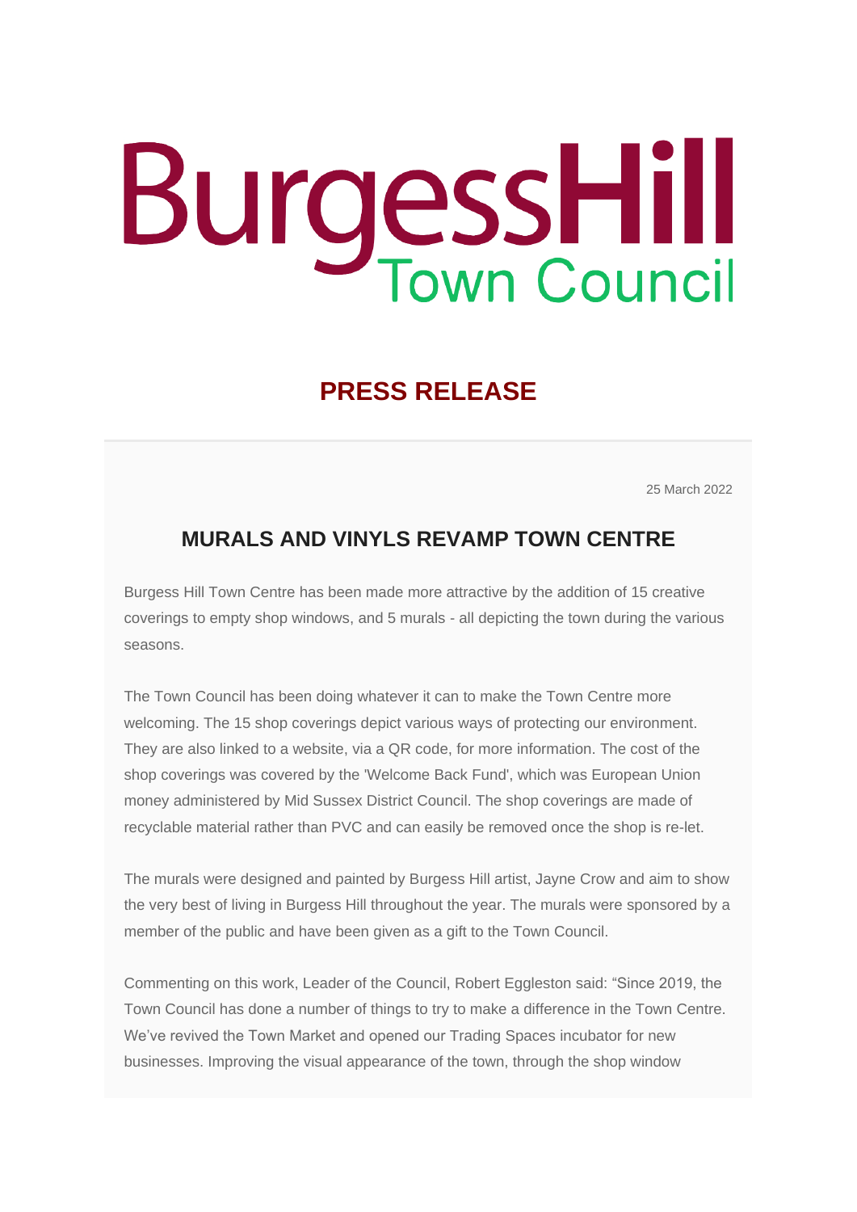# BurgessHill Town Council

## PRESS RELEASE

25 March 2022

### MURALS AND VINYLS REVAMP TOWN CENTRE

Burgess Hill Town Centre has been made more attractive by the addition of 15 creative coverings to empty shop windows, and 5 murals - all depicting the town during the various seasons.

The Town Council has been doing whatever it can to make the Town Centre more welcoming. The 15 shop coverings depict various ways of protecting our environment. They are also linked to a website, via a QR code, for more information. The cost of the shop coverings was covered by the 'Welcome Back Fund', which was European Union money administered by Mid Sussex District Council. The shop coverings are made of recyclable material rather than PVC and can easily be removed once the shop is re-let.

The murals were designed and painted by Burgess Hill artist, Jayne Crow and aim to show the very best of living in Burgess Hill throughout the year. The murals were sponsored by a member of the public and have been given as a gift to the Town Council.

Commenting on this work, Leader of the Council, Robert Eggleston said: "Since 2019, the Town Council has done a number of things to try to make a difference in the Town Centre. We've revived the Town Market and opened our Trading Spaces incubator for new businesses. Improving the visual appearance of the town, through the shop window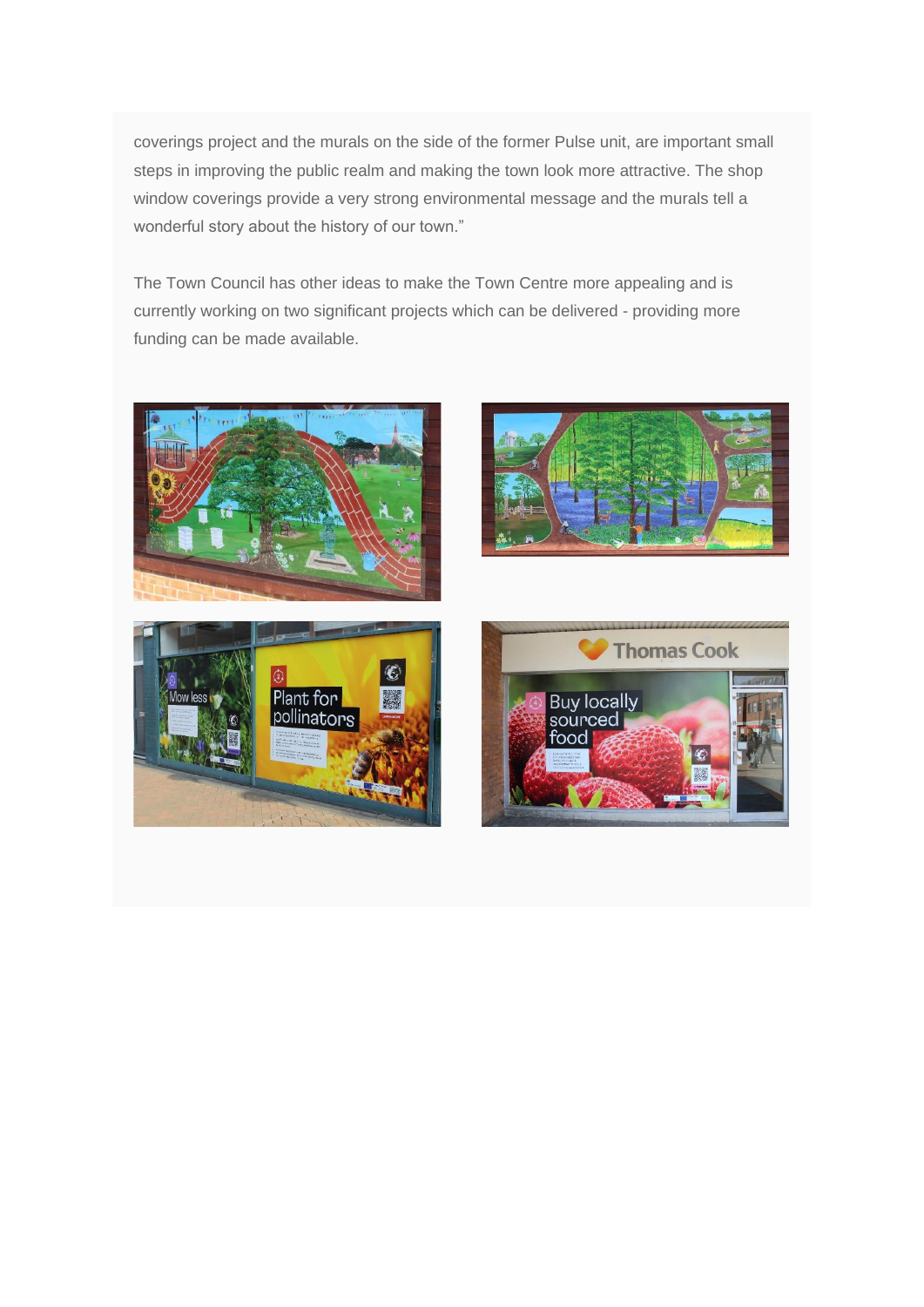coverings project and the murals on the side of the former Pulse unit, are important small steps in improving the public realm and making the town look more attractive. The shop window coverings provide a very strong environmental message and the murals tell a wonderful story about the history of our town."

The Town Council has other ideas to make the Town Centre more appealing and is currently working on two significant projects which can be delivered - providing more funding can be made available.